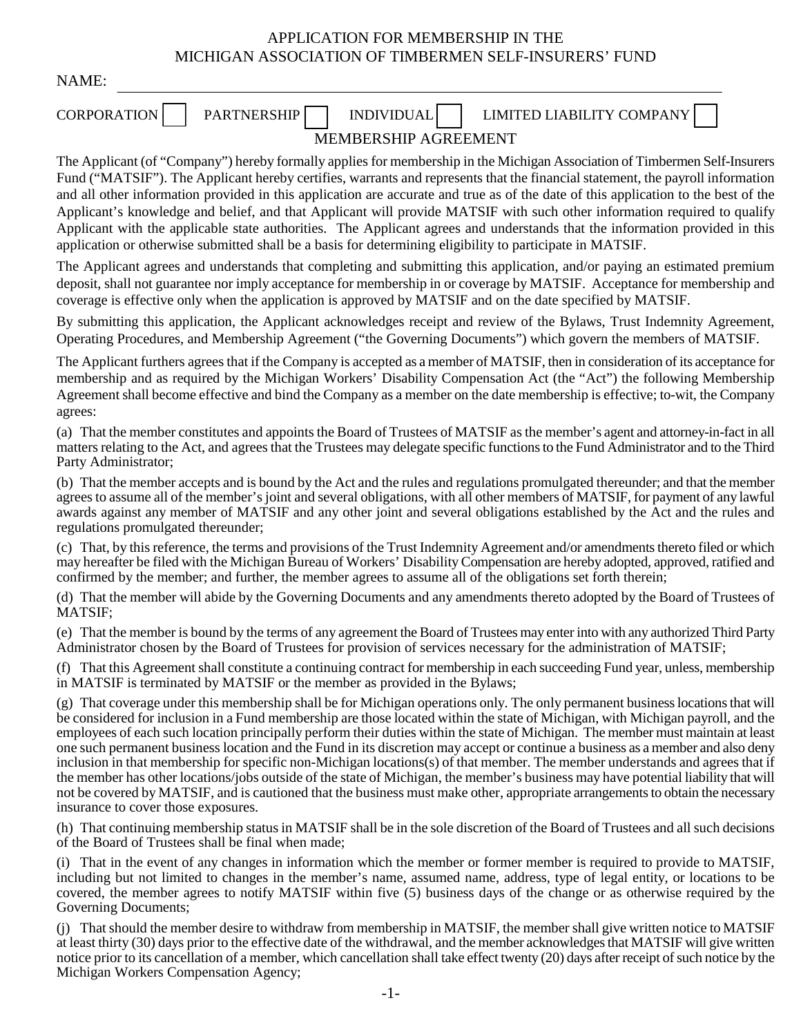# APPLICATION FOR MEMBERSHIP IN THE MICHIGAN ASSOCIATION OF TIMBERMEN SELF-INSURERS' FUND

NAME: ____________________________________________

CORPORATION ☐ PARTNERSHIP ☐ INDIVIDUAL ☐ LIMITED LIABILITY COMPANY ☐

## MEMBERSHIP AGREEMENT

The Applicant (of "Company") hereby formally applies for membership in the Michigan Association of Timbermen Self-Insurers Fund ("MATSIF"). The Applicant hereby certifies, warrants and represents that the financial statement, the payroll information and all other information provided in this application are accurate and true as of the date of this application to the best of the Applicant's knowledge and belief, and that Applicant will provide MATSIF with such other information required to qualify Applicant with the applicable state authorities. The Applicant agrees and understands that the information provided in this application or otherwise submitted shall be a basis for determining eligibility to participate in MATSIF.

The Applicant agrees and understands that completing and submitting this application, and/or paying an estimated premium deposit, shall not guarantee nor imply acceptance for membership in or coverage by MATSIF. Acceptance for membership and coverage is effective only when the application is approved by MATSIF and on the date specified by MATSIF.

By submitting this application, the Applicant acknowledges receipt and review of the Bylaws, Trust Indemnity Agreement, Operating Procedures, and Membership Agreement ("the Governing Documents") which govern the members of MATSIF.

The Applicant furthers agrees that if the Company is accepted as a member of MATSIF, then in consideration of its acceptance for membership and as required by the Michigan Workers' Disability Compensation Act (the "Act") the following Membership Agreement shall become effective and bind the Company as a member on the date membership is effective; to-wit, the Company agrees:

(a) That the member constitutes and appoints the Board of Trustees of MATSIF as the member's agent and attorney-in-fact in all matters relating to the Act, and agrees that the Trustees may delegate specific functions to the Fund Administrator and to the Third Party Administrator;

(b) That the member accepts and is bound by the Act and the rules and regulations promulgated thereunder; and that the member agrees to assume all of the member's joint and several obligations, with all other members of MATSIF, for payment of any lawful awards against any member of MATSIF and any other joint and several obligations established by the Act and the rules and regulations promulgated thereunder;

(c) That, by this reference, the terms and provisions of the Trust Indemnity Agreement and/or amendments thereto filed or which may hereafter be filed with the Michigan Bureau of Workers' Disability Compensation are hereby adopted, approved, ratified and confirmed by the member; and further, the member agrees to assume all of the obligations set forth therein;

(d) That the member will abide by the Governing Documents and any amendments thereto adopted by the Board of Trustees of MATSIF;

(e) That the member is bound by the terms of any agreement the Board of Trustees may enter into with any authorized Third Party Administrator chosen by the Board of Trustees for provision of services necessary for the administration of MATSIF;

(f) That this Agreement shall constitute a continuing contract for membership in each succeeding Fund year, unless, membership in MATSIF is terminated by MATSIF or the member as provided in the Bylaws;

(g) That coverage under this membership shall be for Michigan operations only. The only permanent business locations that will be considered for inclusion in a Fund membership are those located within the state of Michigan, with Michigan payroll, and the employees of each such location principally perform their duties within the state of Michigan. The member must maintain at least one such permanent business location and the Fund in its discretion may accept or continue a business as a member and also deny inclusion in that membership for specific non-Michigan locations(s) of that member. The member understands and agrees that if the member has other locations/jobs outside of the state of Michigan, the member's business may have potential liability that will not be covered by MATSIF, and is cautioned that the business must make other, appropriate arrangements to obtain the necessary insurance to cover those exposures.

(h) That continuing membership status in MATSIF shall be in the sole discretion of the Board of Trustees and all such decisions of the Board of Trustees shall be final when made;

(i) That in the event of any changes in information which the member or former member is required to provide to MATSIF, including but not limited to changes in the member's name, assumed name, address, type of legal entity, or locations to be covered, the member agrees to notify MATSIF within five (5) business days of the change or as otherwise required by the Governing Documents;

(j) That should the member desire to withdraw from membership in MATSIF, the member shall give written notice to MATSIF at least thirty (30) days prior to the effective date of the withdrawal, and the member acknowledges that MATSIF will give written notice prior to its cancellation of a member, which cancellation shall take effect twenty (20) days after receipt of such notice by the Michigan Workers Compensation Agency;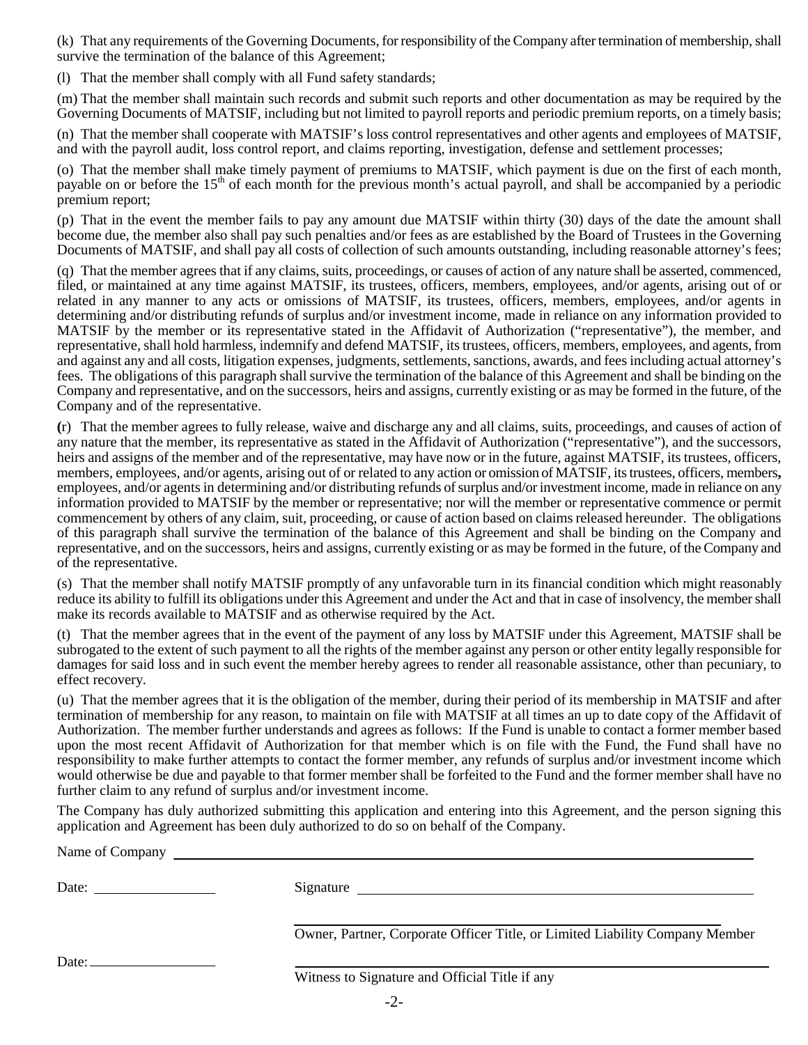(k) That any requirements of the Governing Documents, for responsibility of the Company after termination of membership, shall survive the termination of the balance of this Agreement;

(l) That the member shall comply with all Fund safety standards;

(m) That the member shall maintain such records and submit such reports and other documentation as may be required by the Governing Documents of MATSIF, including but not limited to payroll reports and periodic premium reports, on a timely basis;

(n) That the member shall cooperate with MATSIF's loss control representatives and other agents and employees of MATSIF, and with the payroll audit, loss control report, and claims reporting, investigation, defense and settlement processes;

(o) That the member shall make timely payment of premiums to MATSIF, which payment is due on the first of each month, payable on or before the 15th of each month for the previous month's actual payroll, and shall be accompanied by a periodic premium report;

(p) That in the event the member fails to pay any amount due MATSIF within thirty (30) days of the date the amount shall become due, the member also shall pay such penalties and/or fees as are established by the Board of Trustees in the Governing Documents of MATSIF, and shall pay all costs of collection of such amounts outstanding, including reasonable attorney's fees;

(q) That the member agrees that if any claims, suits, proceedings, or causes of action of any nature shall be asserted, commenced, filed, or maintained at any time against MATSIF, its trustees, officers, members, employees, and/or agents, arising out of or related in any manner to any acts or omissions of MATSIF, its trustees, officers, members, employees, and/or agents in determining and/or distributing refunds of surplus and/or investment income, made in reliance on any information provided to MATSIF by the member or its representative stated in the Affidavit of Authorization ("representative"), the member, and representative, shall hold harmless, indemnify and defend MATSIF, its trustees, officers, members, employees, and agents, from and against any and all costs, litigation expenses, judgments, settlements, sanctions, awards, and fees including actual attorney's fees. The obligations of this paragraph shall survive the termination of the balance of this Agreement and shall be binding on the Company and representative, and on the successors, heirs and assigns, currently existing or as may be formed in the future, of the Company and of the representative.

(r) That the member agrees to fully release, waive and discharge any and all claims, suits, proceedings, and causes of action of any nature that the member, its representative as stated in the Affidavit of Authorization ("representative"), and the successors, heirs and assigns of the member and of the representative, may have now or in the future, against MATSIF, its trustees, officers, members, employees, and/or agents, arising out of or related to any action or omission of MATSIF, its trustees, officers, members, employees, and/or agents in determining and/or distributing refunds of surplus and/or investment income, made in reliance on any information provided to MATSIF by the member or representative; nor will the member or representative commence or permit commencement by others of any claim, suit, proceeding, or cause of action based on claims released hereunder. The obligations of this paragraph shall survive the termination of the balance of this Agreement and shall be binding on the Company and representative, and on the successors, heirs and assigns, currently existing or as may be formed in the future, of the Company and of the representative.

(s) That the member shall notify MATSIF promptly of any unfavorable turn in its financial condition which might reasonably reduce its ability to fulfill its obligations under this Agreement and under the Act and that in case of insolvency, the member shall make its records available to MATSIF and as otherwise required by the Act.

(t) That the member agrees that in the event of the payment of any loss by MATSIF under this Agreement, MATSIF shall be subrogated to the extent of such payment to all the rights of the member against any person or other entity legally responsible for damages for said loss and in such event the member hereby agrees to render all reasonable assistance, other than pecuniary, to effect recovery.

(u) That the member agrees that it is the obligation of the member, during their period of its membership in MATSIF and after termination of membership for any reason, to maintain on file with MATSIF at all times an up to date copy of the Affidavit of Authorization. The member further understands and agrees as follows: If the Fund is unable to contact a former member based upon the most recent Affidavit of Authorization for that member which is on file with the Fund, the Fund shall have no responsibility to make further attempts to contact the former member, any refunds of surplus and/or investment income which would otherwise be due and payable to that former member shall be forfeited to the Fund and the former member shall have no further claim to any refund of surplus and/or investment income.

The Company has duly authorized submitting this application and entering into this Agreement, and the person signing this application and Agreement has been duly authorized to do so on behalf of the Company.

Name of Company ______________________________

Date: ________________ Signature ______________________________

______________________________
Owner, Partner, Corporate Officer Title, or Limited Liability Company Member

Date: ________________ ______________________________
Witness to Signature and Official Title if any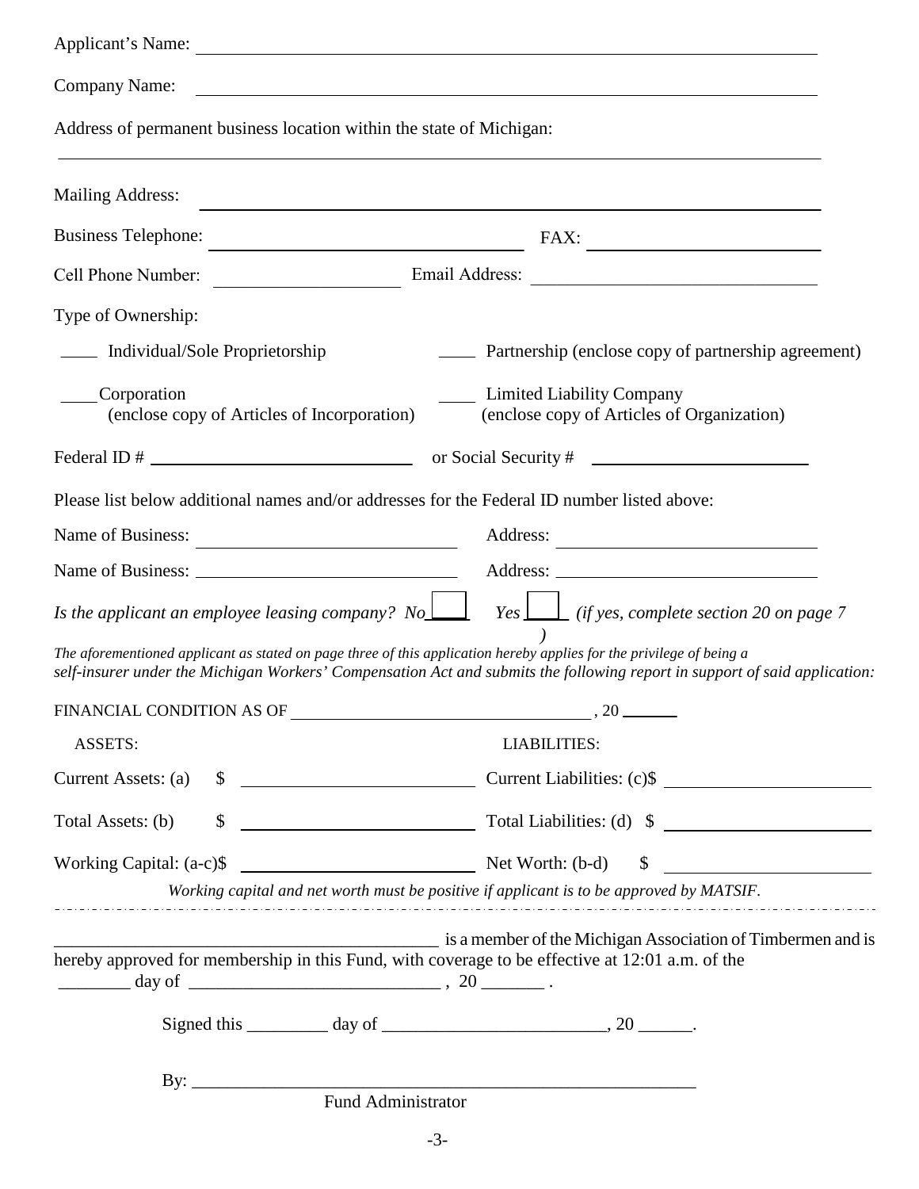Applicant's Name: ______________________________________________

Company Name: ______________________________________________

Address of permanent business location within the state of Michigan:

______________________________________________

Mailing Address: ______________________________________________

Business Telephone: ______________________ FAX: ______________________

Cell Phone Number: ______________________ Email Address: ______________________

Type of Ownership:

____ Individual/Sole Proprietorship ____ Partnership (enclose copy of partnership agreement)

____ Corporation (enclose copy of Articles of Incorporation) ____ Limited Liability Company (enclose copy of Articles of Organization)

Federal ID # ______________________ or Social Security # ______________________

Please list below additional names and/or addresses for the Federal ID number listed above:

Name of Business: ______________________ Address: ______________________

Name of Business: ______________________ Address: ______________________

*Is the applicant an employee leasing company? No____ Yes____ (if yes, complete section 20 on page 7)*

*The aforementioned applicant as stated on page three of this application hereby applies for the privilege of being a self-insurer under the Michigan Workers' Compensation Act and submits the following report in support of said application:*

FINANCIAL CONDITION AS OF ______________________, 20 ______

| ASSETS: | | LIABILITIES: | |
|---|---|---|---|
| Current Assets: (a) | $ ______________ | Current Liabilities: (c) | $ ______________ |
| Total Assets: (b) | $ ______________ | Total Liabilities: (d) | $ ______________ |
| Working Capital: (a-c) | $ ______________ | Net Worth: (b-d) | $ ______________ |

*Working capital and net worth must be positive if applicant is to be approved by MATSIF.*

---

______________________________ is a member of the Michigan Association of Timbermen and is hereby approved for membership in this Fund, with coverage to be effective at 12:01 a.m. of the ________ day of ____________________________ , 20 _______ .

Signed this _________ day of _________________________, 20 ______.

By: ______________________________________________

Fund Administrator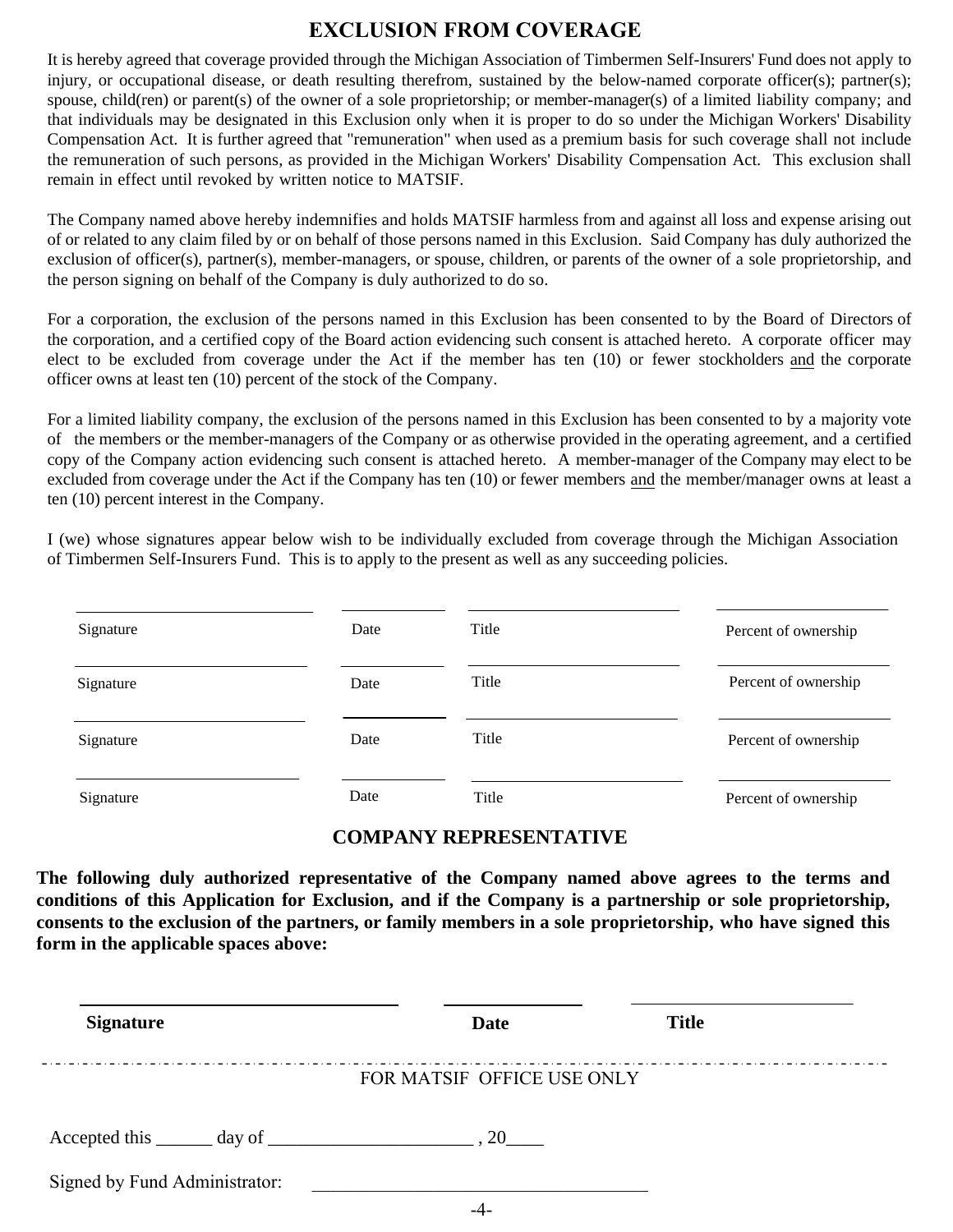# EXCLUSION FROM COVERAGE

It is hereby agreed that coverage provided through the Michigan Association of Timbermen Self-Insurers' Fund does not apply to injury, or occupational disease, or death resulting therefrom, sustained by the below-named corporate officer(s); partner(s); spouse, child(ren) or parent(s) of the owner of a sole proprietorship; or member-manager(s) of a limited liability company; and that individuals may be designated in this Exclusion only when it is proper to do so under the Michigan Workers' Disability Compensation Act. It is further agreed that "remuneration" when used as a premium basis for such coverage shall not include the remuneration of such persons, as provided in the Michigan Workers' Disability Compensation Act. This exclusion shall remain in effect until revoked by written notice to MATSIF.

The Company named above hereby indemnifies and holds MATSIF harmless from and against all loss and expense arising out of or related to any claim filed by or on behalf of those persons named in this Exclusion. Said Company has duly authorized the exclusion of officer(s), partner(s), member-managers, or spouse, children, or parents of the owner of a sole proprietorship, and the person signing on behalf of the Company is duly authorized to do so.

For a corporation, the exclusion of the persons named in this Exclusion has been consented to by the Board of Directors of the corporation, and a certified copy of the Board action evidencing such consent is attached hereto. A corporate officer may elect to be excluded from coverage under the Act if the member has ten (10) or fewer stockholders <u>and</u> the corporate officer owns at least ten (10) percent of the stock of the Company.

For a limited liability company, the exclusion of the persons named in this Exclusion has been consented to by a majority vote of the members or the member-managers of the Company or as otherwise provided in the operating agreement, and a certified copy of the Company action evidencing such consent is attached hereto. A member-manager of the Company may elect to be excluded from coverage under the Act if the Company has ten (10) or fewer members <u>and</u> the member/manager owns at least a ten (10) percent interest in the Company.

I (we) whose signatures appear below wish to be individually excluded from coverage through the Michigan Association of Timbermen Self-Insurers Fund. This is to apply to the present as well as any succeeding policies.

| Signature | Date | Title | Percent of ownership |
|---|---|---|---|
| | | | |
| | | | |
| | | | |
| | | | |

## COMPANY REPRESENTATIVE

**The following duly authorized representative of the Company named above agrees to the terms and conditions of this Application for Exclusion, and if the Company is a partnership or sole proprietorship, consents to the exclusion of the partners, or family members in a sole proprietorship, who have signed this form in the applicable spaces above:**

| **Signature** | **Date** | **Title** |
|---|---|---|
| | | |

FOR MATSIF OFFICE USE ONLY

Accepted this ______ day of ______________________ , 20____

Signed by Fund Administrator: ____________________________________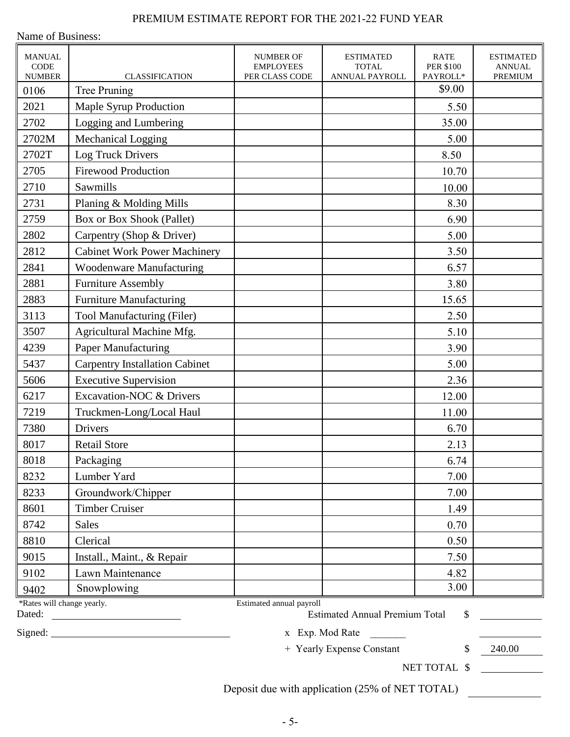# PREMIUM ESTIMATE REPORT FOR THE 2021-22 FUND YEAR

Name of Business:

| MANUAL CODE NUMBER | CLASSIFICATION | NUMBER OF EMPLOYEES PER CLASS CODE | ESTIMATED TOTAL ANNUAL PAYROLL | RATE PER $100 PAYROLL* | ESTIMATED ANNUAL PREMIUM |
|---|---|---|---|---|---|
| 0106 | Tree Pruning | | | $9.00 | |
| 2021 | Maple Syrup Production | | | 5.50 | |
| 2702 | Logging and Lumbering | | | 35.00 | |
| 2702M | Mechanical Logging | | | 5.00 | |
| 2702T | Log Truck Drivers | | | 8.50 | |
| 2705 | Firewood Production | | | 10.70 | |
| 2710 | Sawmills | | | 10.00 | |
| 2731 | Planing & Molding Mills | | | 8.30 | |
| 2759 | Box or Box Shook (Pallet) | | | 6.90 | |
| 2802 | Carpentry (Shop & Driver) | | | 5.00 | |
| 2812 | Cabinet Work Power Machinery | | | 3.50 | |
| 2841 | Woodenware Manufacturing | | | 6.57 | |
| 2881 | Furniture Assembly | | | 3.80 | |
| 2883 | Furniture Manufacturing | | | 15.65 | |
| 3113 | Tool Manufacturing (Filer) | | | 2.50 | |
| 3507 | Agricultural Machine Mfg. | | | 5.10 | |
| 4239 | Paper Manufacturing | | | 3.90 | |
| 5437 | Carpentry Installation Cabinet | | | 5.00 | |
| 5606 | Executive Supervision | | | 2.36 | |
| 6217 | Excavation-NOC & Drivers | | | 12.00 | |
| 7219 | Truckmen-Long/Local Haul | | | 11.00 | |
| 7380 | Drivers | | | 6.70 | |
| 8017 | Retail Store | | | 2.13 | |
| 8018 | Packaging | | | 6.74 | |
| 8232 | Lumber Yard | | | 7.00 | |
| 8233 | Groundwork/Chipper | | | 7.00 | |
| 8601 | Timber Cruiser | | | 1.49 | |
| 8742 | Sales | | | 0.70 | |
| 8810 | Clerical | | | 0.50 | |
| 9015 | Install., Maint., & Repair | | | 7.50 | |
| 9102 | Lawn Maintenance | | | 4.82 | |
| 9402 | Snowplowing | | | 3.00 | |

*Rates will change yearly.

Estimated annual payroll

Dated: ______________________

Signed: ______________________

Estimated Annual Premium Total $ ____________

x Exp. Mod Rate _______ ____________

+ Yearly Expense Constant $ 240.00

NET TOTAL $ ____________

Deposit due with application (25% of NET TOTAL) ____________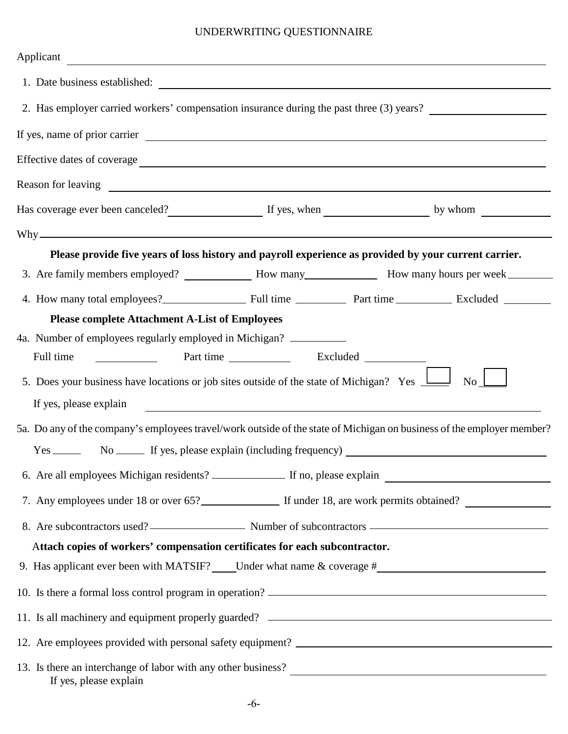# UNDERWRITING QUESTIONNAIRE

Applicant ______________________________________________

1. Date business established: ______________________________________________

2. Has employer carried workers' compensation insurance during the past three (3) years? ____________

If yes, name of prior carrier ______________________________________________

Effective dates of coverage ______________________________________________

Reason for leaving ______________________________________________

Has coverage ever been canceled? __________ If yes, when __________ by whom __________

Why ______________________________________________

**Please provide five years of loss history and payroll experience as provided by your current carrier.**

3. Are family members employed? __________ How many __________ How many hours per week __________

4. How many total employees? __________ Full time __________ Part time __________ Excluded __________

**Please complete Attachment A-List of Employees**

4a. Number of employees regularly employed in Michigan? __________

Full time __________ Part time __________ Excluded __________

5. Does your business have locations or job sites outside of the state of Michigan? Yes ☐ No ☐

If yes, please explain ______________________________________________

5a. Do any of the company's employees travel/work outside of the state of Michigan on business of the employer member?

Yes _____ No _____ If yes, please explain (including frequency) ______________________________

6. Are all employees Michigan residents? __________ If no, please explain __________

7. Any employees under 18 or over 65? __________ If under 18, are work permits obtained? __________

8. Are subcontractors used? __________ Number of subcontractors __________

**Attach copies of workers' compensation certificates for each subcontractor.**

9. Has applicant ever been with MATSIF? ____ Under what name & coverage # __________

10. Is there a formal loss control program in operation? __________

11. Is all machinery and equipment properly guarded? __________

12. Are employees provided with personal safety equipment? __________

13. Is there an interchange of labor with any other business? __________

If yes, please explain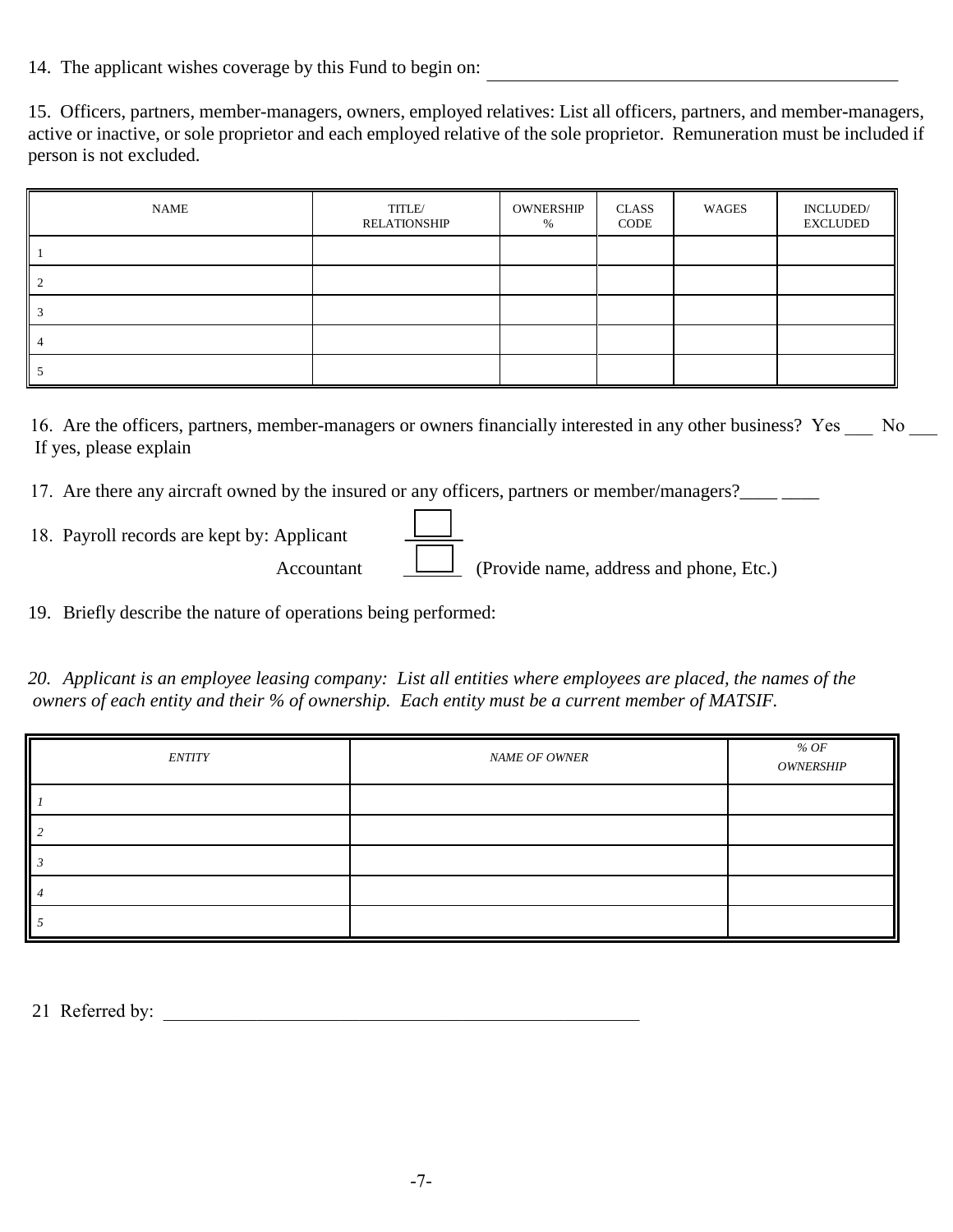14. The applicant wishes coverage by this Fund to begin on: ___________________________

15. Officers, partners, member-managers, owners, employed relatives: List all officers, partners, and member-managers, active or inactive, or sole proprietor and each employed relative of the sole proprietor. Remuneration must be included if person is not excluded.

| NAME | TITLE/ RELATIONSHIP | OWNERSHIP % | CLASS CODE | WAGES | INCLUDED/ EXCLUDED |
|---|---|---|---|---|---|
| 1 | | | | | |
| 2 | | | | | |
| 3 | | | | | |
| 4 | | | | | |
| 5 | | | | | |

16. Are the officers, partners, member-managers or owners financially interested in any other business? Yes ___ No ___
If yes, please explain

17. Are there any aircraft owned by the insured or any officers, partners or member/managers?____ ____

18. Payroll records are kept by: Applicant ☐
Accountant ☐ (Provide name, address and phone, Etc.)

19. Briefly describe the nature of operations being performed:

*20. Applicant is an employee leasing company: List all entities where employees are placed, the names of the owners of each entity and their % of ownership. Each entity must be a current member of MATSIF.*

| *ENTITY* | *NAME OF OWNER* | *% OF OWNERSHIP* |
|---|---|---|
| *1* | | |
| *2* | | |
| *3* | | |
| *4* | | |
| *5* | | |

21 Referred by: ___________________________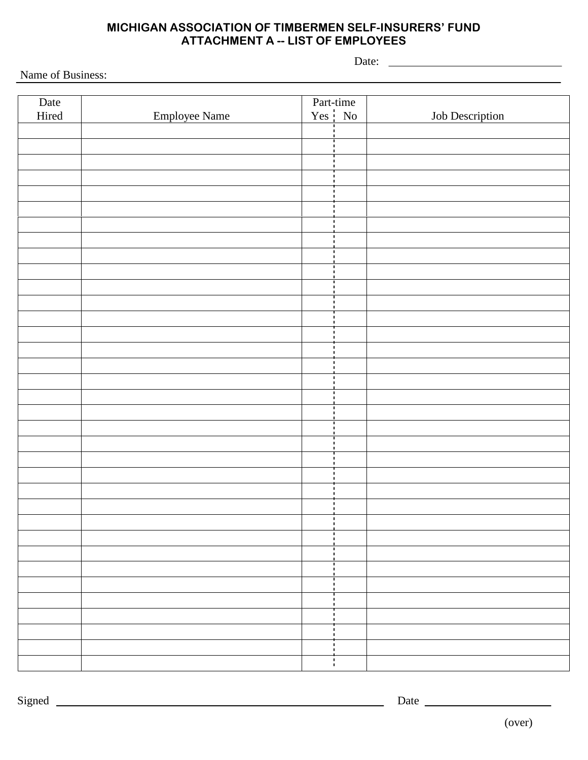# MICHIGAN ASSOCIATION OF TIMBERMEN SELF-INSURERS' FUND
## ATTACHMENT A -- LIST OF EMPLOYEES

Date: ______________________________

Name of Business: ______________________________________________________________

| Date Hired | Employee Name | Part-time Yes | Part-time No | Job Description |
|---|---|---|---|---|
| | | | | |
| | | | | |
| | | | | |
| | | | | |
| | | | | |
| | | | | |
| | | | | |
| | | | | |
| | | | | |
| | | | | |
| | | | | |
| | | | | |
| | | | | |
| | | | | |
| | | | | |
| | | | | |
| | | | | |
| | | | | |
| | | | | |
| | | | | |
| | | | | |
| | | | | |
| | | | | |
| | | | | |
| | | | | |
| | | | | |
| | | | | |
| | | | | |
| | | | | |
| | | | | |
| | | | | |
| | | | | |
| | | | | |
| | | | | |
| | | | | |

Signed ______________________________________________________ Date ____________________

(over)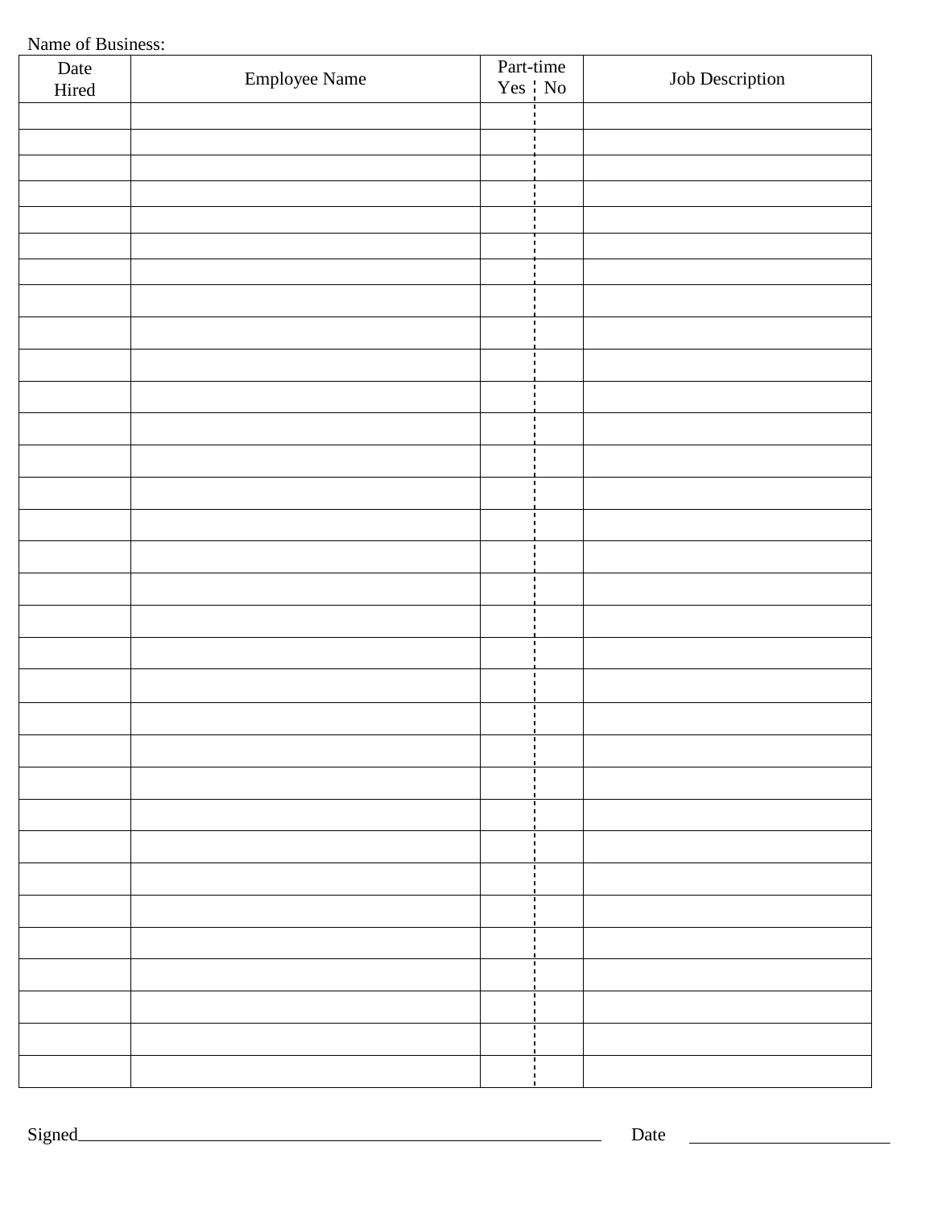Name of Business:

| Date Hired | Employee Name | Part-time | | Job Description |
|---|---|---|---|---|
| | | Yes | No | |
| | | | | |
| | | | | |
| | | | | |
| | | | | |
| | | | | |
| | | | | |
| | | | | |
| | | | | |
| | | | | |
| | | | | |
| | | | | |
| | | | | |
| | | | | |
| | | | | |
| | | | | |
| | | | | |
| | | | | |
| | | | | |
| | | | | |
| | | | | |
| | | | | |
| | | | | |
| | | | | |
| | | | | |
| | | | | |
| | | | | |
| | | | | |
| | | | | |
| | | | | |
| | | | | |
| | | | | |
| | | | | |

Signed\_\_\_\_\_\_\_\_\_\_\_\_\_\_\_\_\_\_\_\_\_\_\_\_\_\_\_\_\_\_\_\_\_\_\_\_\_\_\_\_ Date \_\_\_\_\_\_\_\_\_\_\_\_\_\_\_\_\_\_\_\_